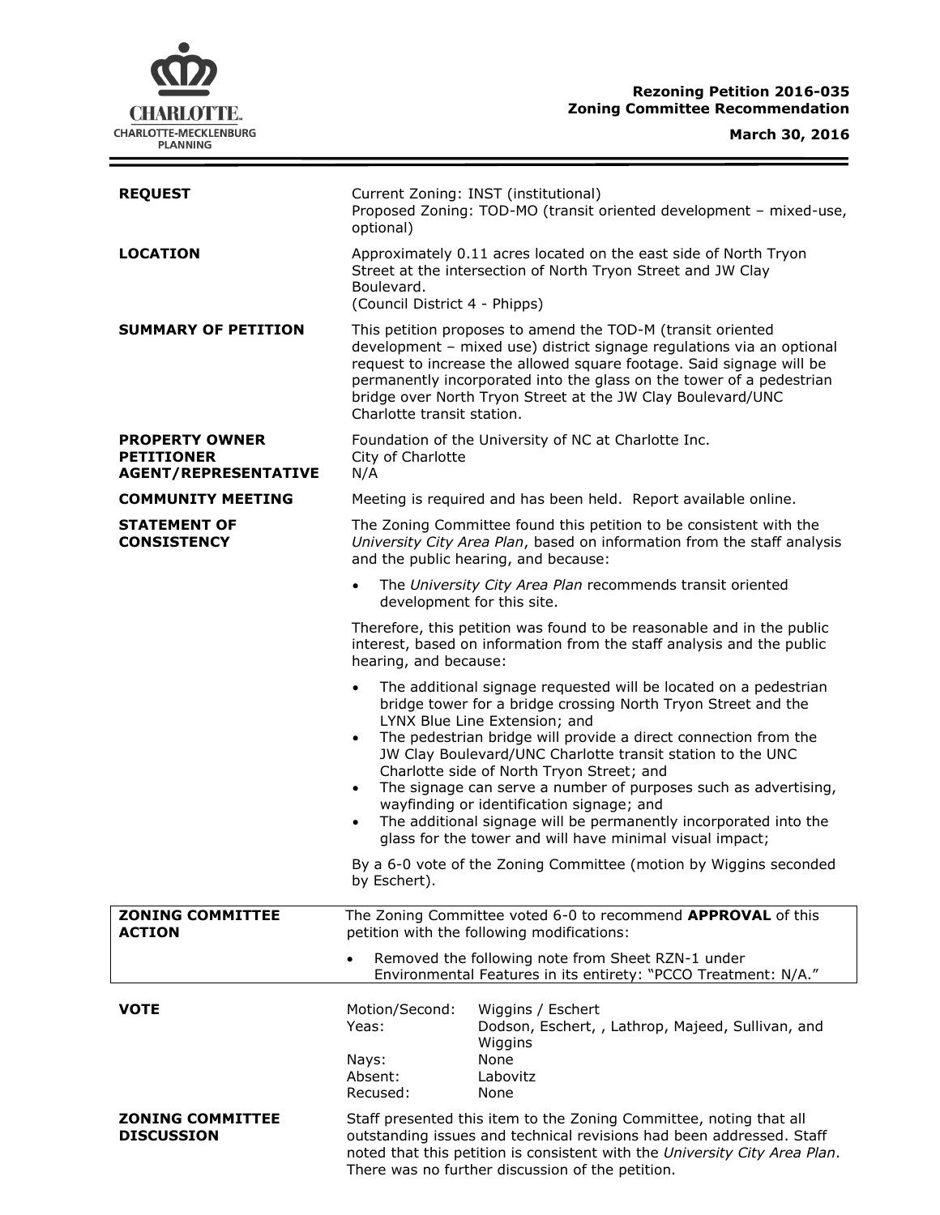**Rezoning Petition 2016-035**
**Zoning Committee Recommendation**

**March 30, 2016**

| | |
|---|---|
| **REQUEST** | Current Zoning: INST (institutional)<br>Proposed Zoning: TOD-MO (transit oriented development – mixed-use, optional) |
| **LOCATION** | Approximately 0.11 acres located on the east side of North Tryon Street at the intersection of North Tryon Street and JW Clay Boulevard.<br>(Council District 4 - Phipps) |
| **SUMMARY OF PETITION** | This petition proposes to amend the TOD-M (transit oriented development – mixed use) district signage regulations via an optional request to increase the allowed square footage. Said signage will be permanently incorporated into the glass on the tower of a pedestrian bridge over North Tryon Street at the JW Clay Boulevard/UNC Charlotte transit station. |
| **PROPERTY OWNER**<br>**PETITIONER**<br>**AGENT/REPRESENTATIVE** | Foundation of the University of NC at Charlotte Inc.<br>City of Charlotte<br>N/A |
| **COMMUNITY MEETING** | Meeting is required and has been held. Report available online. |
| **STATEMENT OF CONSISTENCY** | The Zoning Committee found this petition to be consistent with the *University City Area Plan*, based on information from the staff analysis and the public hearing, and because:<br>• The *University City Area Plan* recommends transit oriented development for this site.<br>Therefore, this petition was found to be reasonable and in the public interest, based on information from the staff analysis and the public hearing, and because:<br>• The additional signage requested will be located on a pedestrian bridge tower for a bridge crossing North Tryon Street and the LYNX Blue Line Extension; and<br>• The pedestrian bridge will provide a direct connection from the JW Clay Boulevard/UNC Charlotte transit station to the UNC Charlotte side of North Tryon Street; and<br>• The signage can serve a number of purposes such as advertising, wayfinding or identification signage; and<br>• The additional signage will be permanently incorporated into the glass for the tower and will have minimal visual impact;<br>By a 6-0 vote of the Zoning Committee (motion by Wiggins seconded by Eschert). |
| **ZONING COMMITTEE ACTION** | The Zoning Committee voted 6-0 to recommend **APPROVAL** of this petition with the following modifications:<br>• Removed the following note from Sheet RZN-1 under Environmental Features in its entirety: "PCCO Treatment: N/A." |
| **VOTE** | Motion/Second: Wiggins / Eschert<br>Yeas: Dodson, Eschert, , Lathrop, Majeed, Sullivan, and Wiggins<br>Nays: None<br>Absent: Labovitz<br>Recused: None |
| **ZONING COMMITTEE DISCUSSION** | Staff presented this item to the Zoning Committee, noting that all outstanding issues and technical revisions had been addressed. Staff noted that this petition is consistent with the *University City Area Plan*. There was no further discussion of the petition. |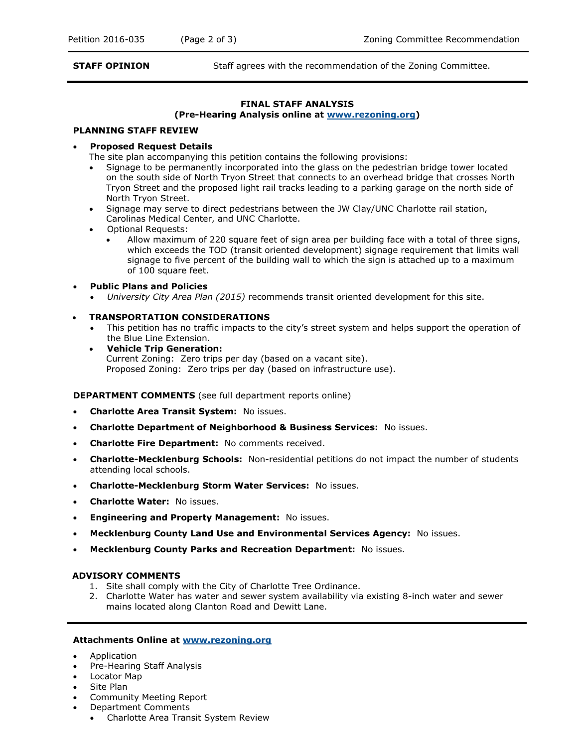**STAFF OPINION** Staff agrees with the recommendation of the Zoning Committee.

**FINAL STAFF ANALYSIS**
**(Pre-Hearing Analysis online at [www.rezoning.org](www.rezoning.org))**

**PLANNING STAFF REVIEW**

- **Proposed Request Details**
  The site plan accompanying this petition contains the following provisions:
  - Signage to be permanently incorporated into the glass on the pedestrian bridge tower located on the south side of North Tryon Street that connects to an overhead bridge that crosses North Tryon Street and the proposed light rail tracks leading to a parking garage on the north side of North Tryon Street.
  - Signage may serve to direct pedestrians between the JW Clay/UNC Charlotte rail station, Carolinas Medical Center, and UNC Charlotte.
  - Optional Requests:
    - Allow maximum of 220 square feet of sign area per building face with a total of three signs, which exceeds the TOD (transit oriented development) signage requirement that limits wall signage to five percent of the building wall to which the sign is attached up to a maximum of 100 square feet.

- **Public Plans and Policies**
  - *University City Area Plan (2015)* recommends transit oriented development for this site.

- **TRANSPORTATION CONSIDERATIONS**
  - This petition has no traffic impacts to the city's street system and helps support the operation of the Blue Line Extension.
  - **Vehicle Trip Generation:**
    Current Zoning: Zero trips per day (based on a vacant site).
    Proposed Zoning: Zero trips per day (based on infrastructure use).

**DEPARTMENT COMMENTS** (see full department reports online)

- **Charlotte Area Transit System:** No issues.
- **Charlotte Department of Neighborhood & Business Services:** No issues.
- **Charlotte Fire Department:** No comments received.
- **Charlotte-Mecklenburg Schools:** Non-residential petitions do not impact the number of students attending local schools.
- **Charlotte-Mecklenburg Storm Water Services:** No issues.
- **Charlotte Water:** No issues.
- **Engineering and Property Management:** No issues.
- **Mecklenburg County Land Use and Environmental Services Agency:** No issues.
- **Mecklenburg County Parks and Recreation Department:** No issues.

**ADVISORY COMMENTS**

1. Site shall comply with the City of Charlotte Tree Ordinance.
2. Charlotte Water has water and sewer system availability via existing 8-inch water and sewer mains located along Clanton Road and Dewitt Lane.

**Attachments Online at [www.rezoning.org](www.rezoning.org)**

- Application
- Pre-Hearing Staff Analysis
- Locator Map
- Site Plan
- Community Meeting Report
- Department Comments
  - Charlotte Area Transit System Review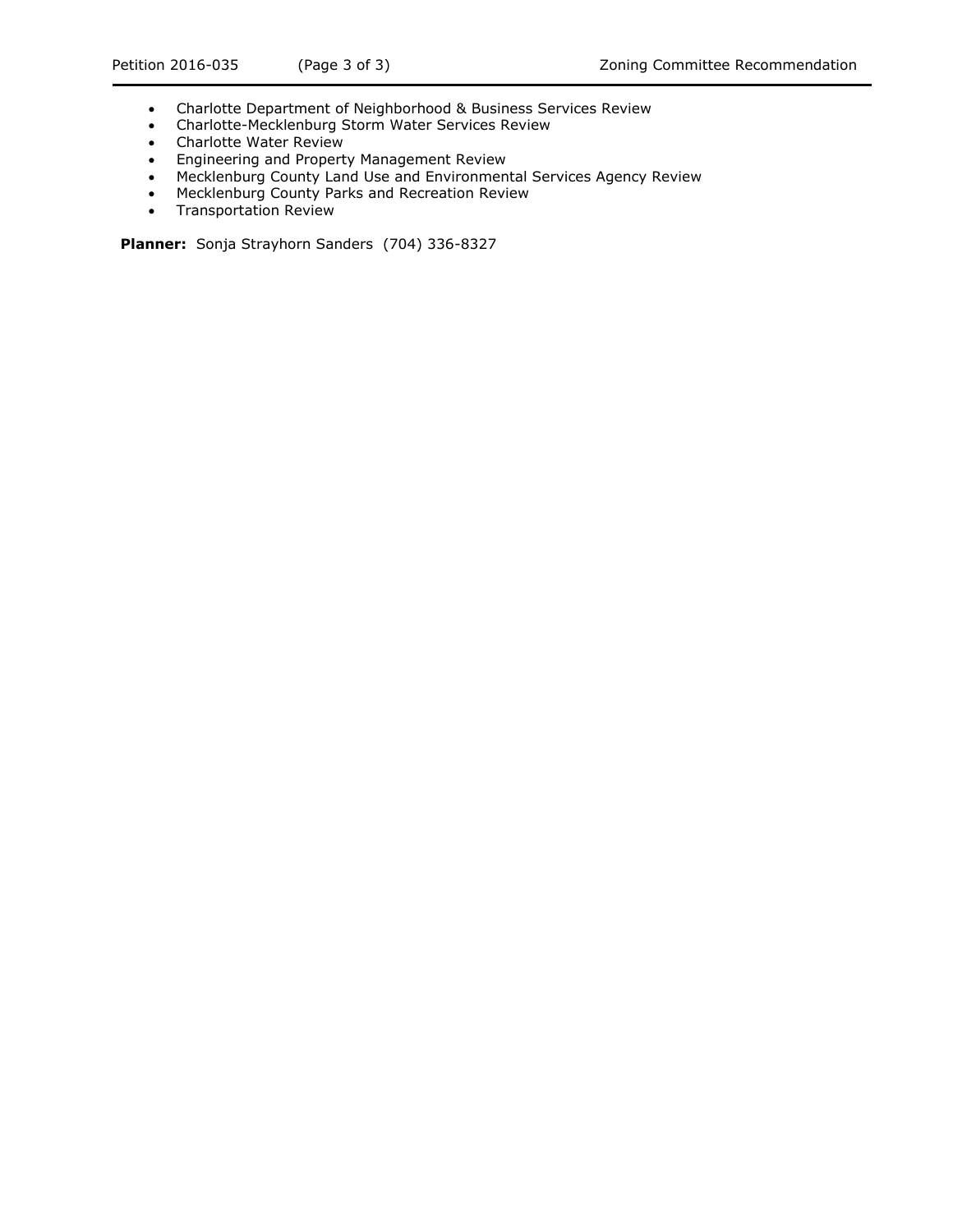- Charlotte Department of Neighborhood & Business Services Review
- Charlotte-Mecklenburg Storm Water Services Review
- Charlotte Water Review
- Engineering and Property Management Review
- Mecklenburg County Land Use and Environmental Services Agency Review
- Mecklenburg County Parks and Recreation Review
- Transportation Review

**Planner:** Sonja Strayhorn Sanders (704) 336-8327